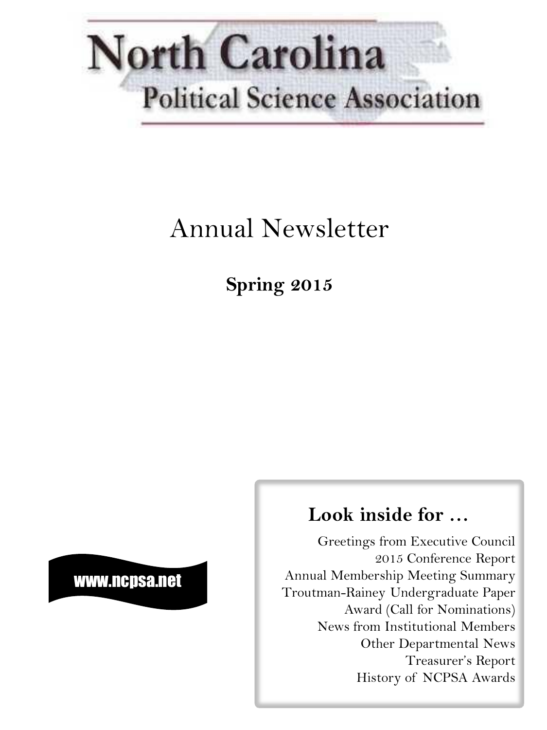# North Carolina Political Science Association

## Annual Newsletter

**Spring 2015**

www.ncpsa.net

**Look inside for …**

Greetings from Executive Council
2015 Conference Report
Annual Membership Meeting Summary
Troutman-Rainey Undergraduate Paper Award (Call for Nominations)
News from Institutional Members
Other Departmental News
Treasurer's Report
History of NCPSA Awards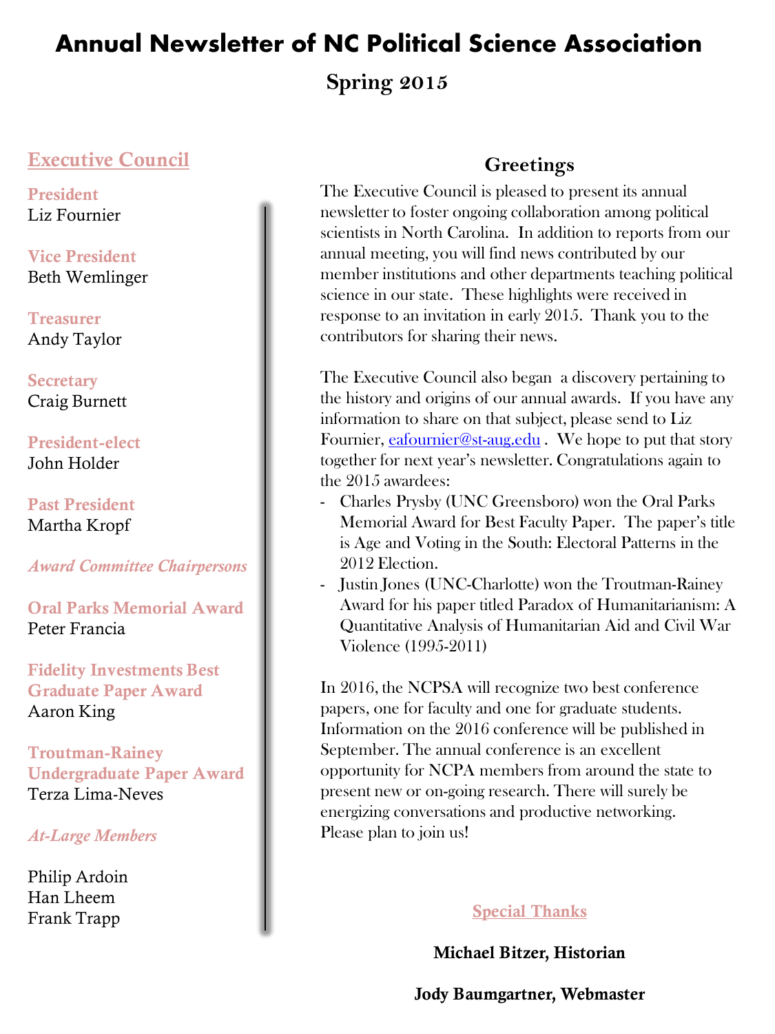# Annual Newsletter of NC Political Science Association

## Spring 2015

### Executive Council

**President**
Liz Fournier

**Vice President**
Beth Wemlinger

**Treasurer**
Andy Taylor

**Secretary**
Craig Burnett

**President-elect**
John Holder

**Past President**
Martha Kropf

***Award Committee Chairpersons***

**Oral Parks Memorial Award**
Peter Francia

**Fidelity Investments Best Graduate Paper Award**
Aaron King

**Troutman-Rainey Undergraduate Paper Award**
Terza Lima-Neves

***At-Large Members***

Philip Ardoin
Han Lheem
Frank Trapp

### Greetings

The Executive Council is pleased to present its annual newsletter to foster ongoing collaboration among political scientists in North Carolina. In addition to reports from our annual meeting, you will find news contributed by our member institutions and other departments teaching political science in our state. These highlights were received in response to an invitation in early 2015. Thank you to the contributors for sharing their news.

The Executive Council also began a discovery pertaining to the history and origins of our annual awards. If you have any information to share on that subject, please send to Liz Fournier, eafournier@st-aug.edu . We hope to put that story together for next year's newsletter. Congratulations again to the 2015 awardees:

- Charles Prysby (UNC Greensboro) won the Oral Parks Memorial Award for Best Faculty Paper. The paper's title is Age and Voting in the South: Electoral Patterns in the 2012 Election.
- Justin Jones (UNC-Charlotte) won the Troutman-Rainey Award for his paper titled Paradox of Humanitarianism: A Quantitative Analysis of Humanitarian Aid and Civil War Violence (1995-2011)

In 2016, the NCPSA will recognize two best conference papers, one for faculty and one for graduate students. Information on the 2016 conference will be published in September. The annual conference is an excellent opportunity for NCPA members from around the state to present new or on-going research. There will surely be energizing conversations and productive networking. Please plan to join us!

### Special Thanks

**Michael Bitzer, Historian**

**Jody Baumgartner, Webmaster**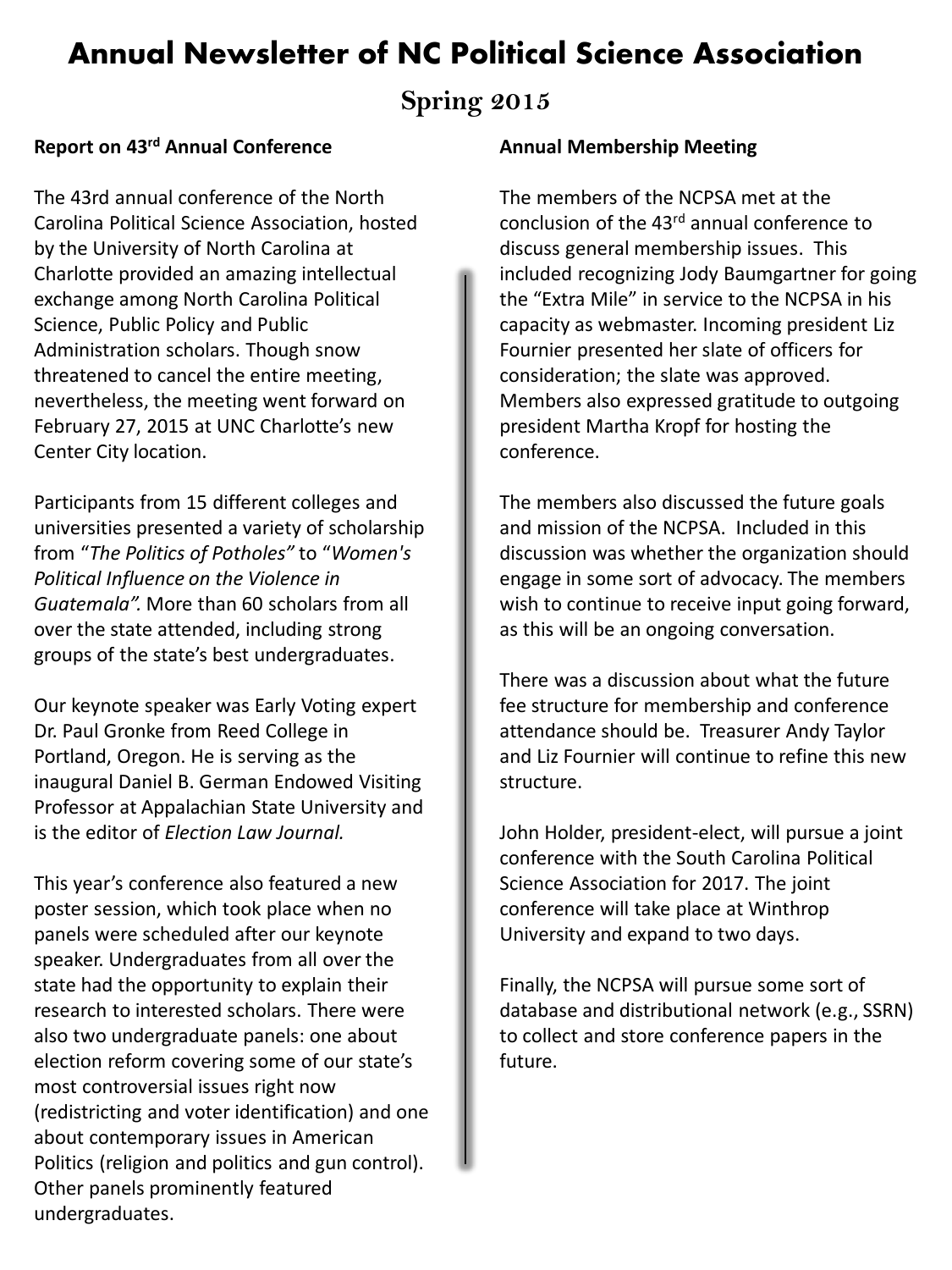# Annual Newsletter of NC Political Science Association

## Spring 2015

**Report on 43rd Annual Conference**

The 43rd annual conference of the North Carolina Political Science Association, hosted by the University of North Carolina at Charlotte provided an amazing intellectual exchange among North Carolina Political Science, Public Policy and Public Administration scholars. Though snow threatened to cancel the entire meeting, nevertheless, the meeting went forward on February 27, 2015 at UNC Charlotte's new Center City location.

Participants from 15 different colleges and universities presented a variety of scholarship from "*The Politics of Potholes"* to "*Women's Political Influence on the Violence in Guatemala".* More than 60 scholars from all over the state attended, including strong groups of the state's best undergraduates.

Our keynote speaker was Early Voting expert Dr. Paul Gronke from Reed College in Portland, Oregon. He is serving as the inaugural Daniel B. German Endowed Visiting Professor at Appalachian State University and is the editor of *Election Law Journal.*

This year's conference also featured a new poster session, which took place when no panels were scheduled after our keynote speaker. Undergraduates from all over the state had the opportunity to explain their research to interested scholars. There were also two undergraduate panels: one about election reform covering some of our state's most controversial issues right now (redistricting and voter identification) and one about contemporary issues in American Politics (religion and politics and gun control). Other panels prominently featured undergraduates.

**Annual Membership Meeting**

The members of the NCPSA met at the conclusion of the 43rd annual conference to discuss general membership issues. This included recognizing Jody Baumgartner for going the "Extra Mile" in service to the NCPSA in his capacity as webmaster. Incoming president Liz Fournier presented her slate of officers for consideration; the slate was approved. Members also expressed gratitude to outgoing president Martha Kropf for hosting the conference.

The members also discussed the future goals and mission of the NCPSA. Included in this discussion was whether the organization should engage in some sort of advocacy. The members wish to continue to receive input going forward, as this will be an ongoing conversation.

There was a discussion about what the future fee structure for membership and conference attendance should be. Treasurer Andy Taylor and Liz Fournier will continue to refine this new structure.

John Holder, president-elect, will pursue a joint conference with the South Carolina Political Science Association for 2017. The joint conference will take place at Winthrop University and expand to two days.

Finally, the NCPSA will pursue some sort of database and distributional network (e.g., SSRN) to collect and store conference papers in the future.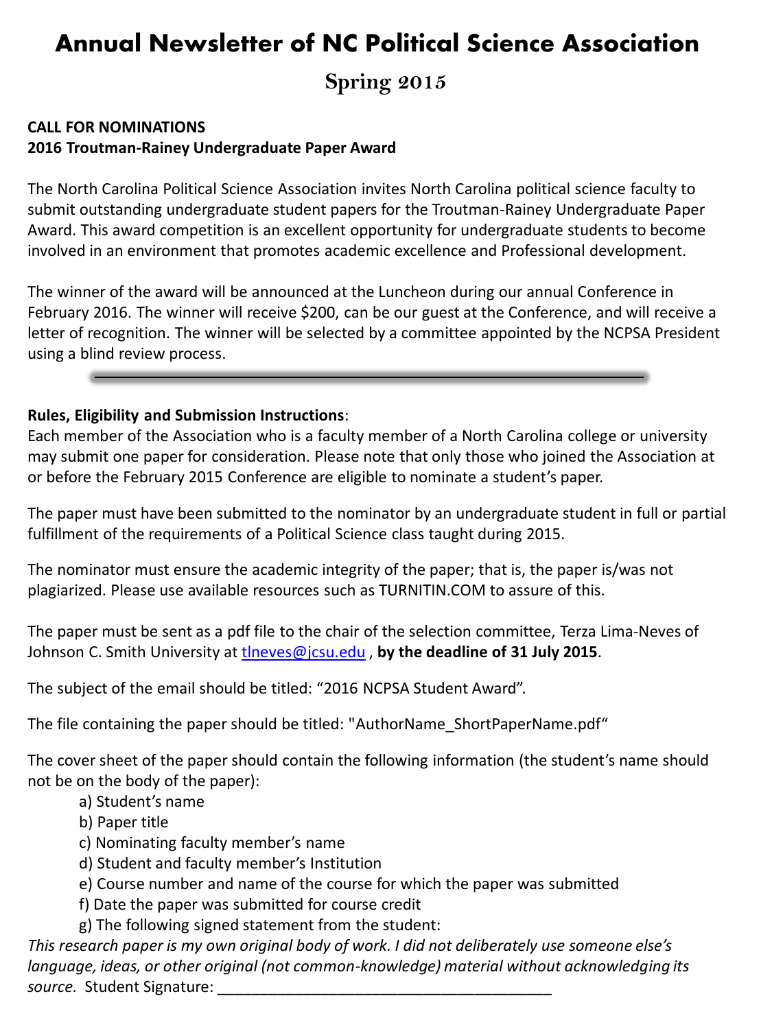# Annual Newsletter of NC Political Science Association

## Spring 2015

**CALL FOR NOMINATIONS**
**2016 Troutman-Rainey Undergraduate Paper Award**

The North Carolina Political Science Association invites North Carolina political science faculty to submit outstanding undergraduate student papers for the Troutman-Rainey Undergraduate Paper Award. This award competition is an excellent opportunity for undergraduate students to become involved in an environment that promotes academic excellence and Professional development.

The winner of the award will be announced at the Luncheon during our annual Conference in February 2016. The winner will receive $200, can be our guest at the Conference, and will receive a letter of recognition. The winner will be selected by a committee appointed by the NCPSA President using a blind review process.

---

**Rules, Eligibility and Submission Instructions**:
Each member of the Association who is a faculty member of a North Carolina college or university may submit one paper for consideration. Please note that only those who joined the Association at or before the February 2015 Conference are eligible to nominate a student's paper.

The paper must have been submitted to the nominator by an undergraduate student in full or partial fulfillment of the requirements of a Political Science class taught during 2015.

The nominator must ensure the academic integrity of the paper; that is, the paper is/was not plagiarized. Please use available resources such as TURNITIN.COM to assure of this.

The paper must be sent as a pdf file to the chair of the selection committee, Terza Lima-Neves of Johnson C. Smith University at tlneves@jcsu.edu , **by the deadline of 31 July 2015**.

The subject of the email should be titled: "2016 NCPSA Student Award".

The file containing the paper should be titled: "AuthorName_ShortPaperName.pdf"

The cover sheet of the paper should contain the following information (the student's name should not be on the body of the paper):

a) Student's name
b) Paper title
c) Nominating faculty member's name
d) Student and faculty member's Institution
e) Course number and name of the course for which the paper was submitted
f) Date the paper was submitted for course credit
g) The following signed statement from the student:

*This research paper is my own original body of work. I did not deliberately use someone else's language, ideas, or other original (not common-knowledge) material without acknowledging its source.* Student Signature: ______________________________________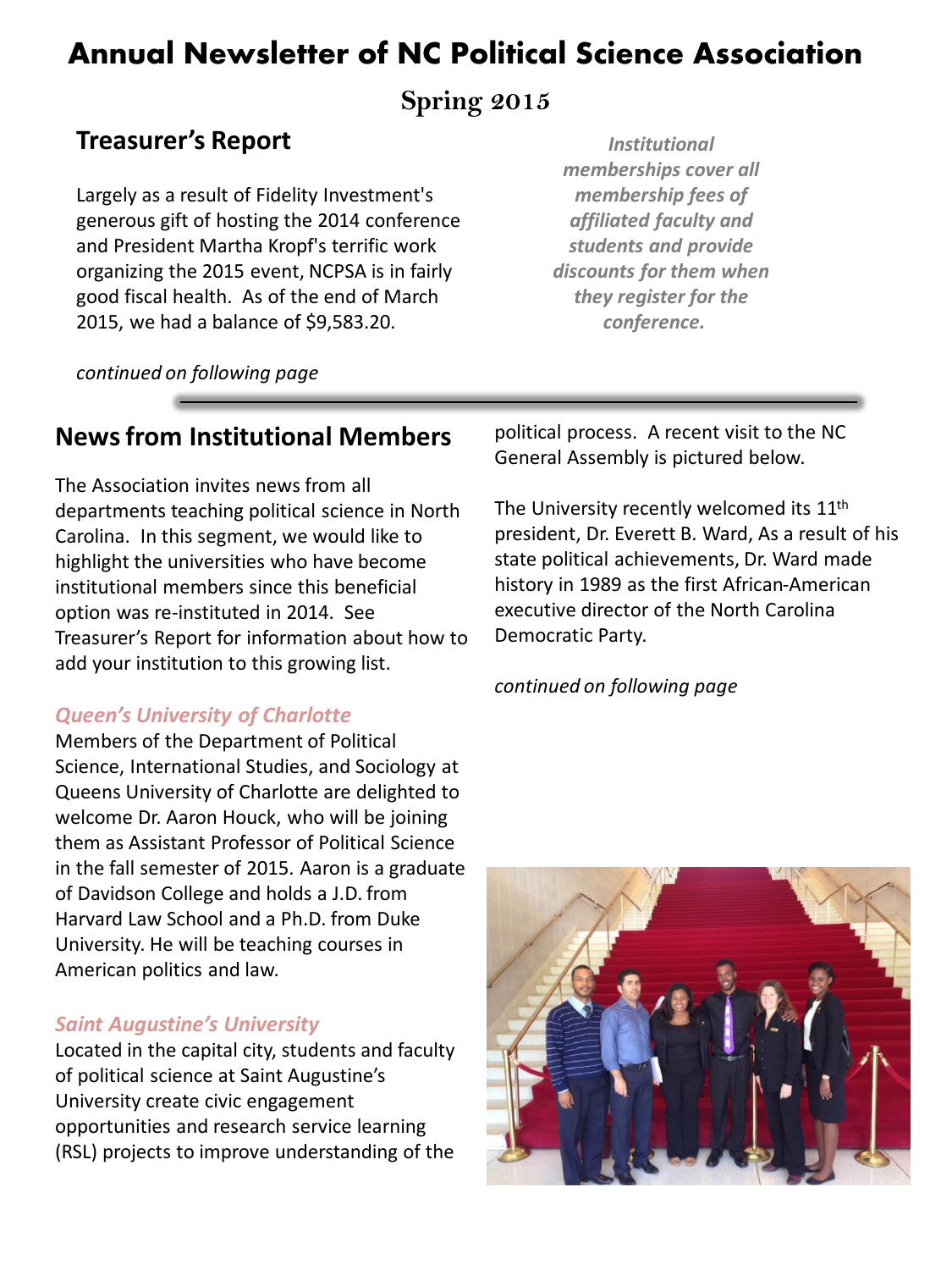# Annual Newsletter of NC Political Science Association

## Spring 2015

## Treasurer's Report

Largely as a result of Fidelity Investment's generous gift of hosting the 2014 conference and President Martha Kropf's terrific work organizing the 2015 event, NCPSA is in fairly good fiscal health. As of the end of March 2015, we had a balance of $9,583.20.

*continued on following page*

***Institutional memberships cover all membership fees of affiliated faculty and students and provide discounts for them when they register for the conference.***

## News from Institutional Members

The Association invites news from all departments teaching political science in North Carolina. In this segment, we would like to highlight the universities who have become institutional members since this beneficial option was re-instituted in 2014. See Treasurer's Report for information about how to add your institution to this growing list.

### *Queen's University of Charlotte*

Members of the Department of Political Science, International Studies, and Sociology at Queens University of Charlotte are delighted to welcome Dr. Aaron Houck, who will be joining them as Assistant Professor of Political Science in the fall semester of 2015. Aaron is a graduate of Davidson College and holds a J.D. from Harvard Law School and a Ph.D. from Duke University. He will be teaching courses in American politics and law.

### *Saint Augustine's University*

Located in the capital city, students and faculty of political science at Saint Augustine's University create civic engagement opportunities and research service learning (RSL) projects to improve understanding of the political process. A recent visit to the NC General Assembly is pictured below.

The University recently welcomed its 11th president, Dr. Everett B. Ward, As a result of his state political achievements, Dr. Ward made history in 1989 as the first African-American executive director of the North Carolina Democratic Party.

*continued on following page*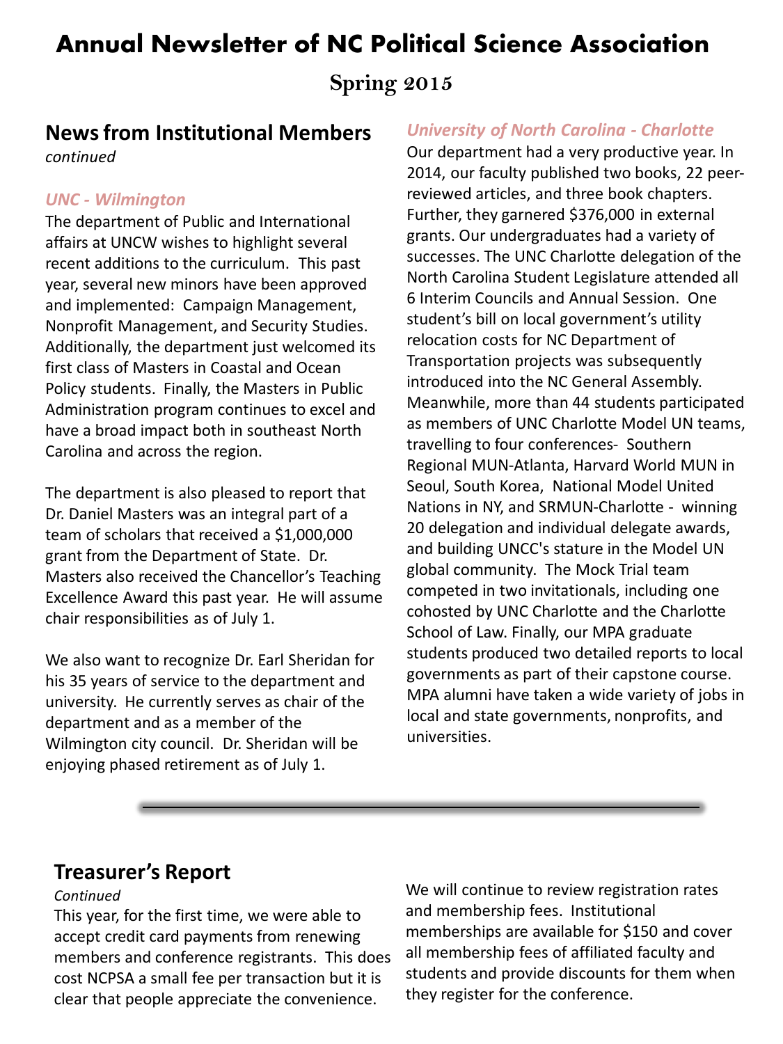# Annual Newsletter of NC Political Science Association

## Spring 2015

## News from Institutional Members

*continued*

### *UNC - Wilmington*

The department of Public and International affairs at UNCW wishes to highlight several recent additions to the curriculum. This past year, several new minors have been approved and implemented: Campaign Management, Nonprofit Management, and Security Studies. Additionally, the department just welcomed its first class of Masters in Coastal and Ocean Policy students. Finally, the Masters in Public Administration program continues to excel and have a broad impact both in southeast North Carolina and across the region.

The department is also pleased to report that Dr. Daniel Masters was an integral part of a team of scholars that received a $1,000,000 grant from the Department of State. Dr. Masters also received the Chancellor's Teaching Excellence Award this past year. He will assume chair responsibilities as of July 1.

We also want to recognize Dr. Earl Sheridan for his 35 years of service to the department and university. He currently serves as chair of the department and as a member of the Wilmington city council. Dr. Sheridan will be enjoying phased retirement as of July 1.

### *University of North Carolina - Charlotte*

Our department had a very productive year. In 2014, our faculty published two books, 22 peer-reviewed articles, and three book chapters. Further, they garnered $376,000 in external grants. Our undergraduates had a variety of successes. The UNC Charlotte delegation of the North Carolina Student Legislature attended all 6 Interim Councils and Annual Session. One student's bill on local government's utility relocation costs for NC Department of Transportation projects was subsequently introduced into the NC General Assembly. Meanwhile, more than 44 students participated as members of UNC Charlotte Model UN teams, travelling to four conferences- Southern Regional MUN-Atlanta, Harvard World MUN in Seoul, South Korea, National Model United Nations in NY, and SRMUN-Charlotte - winning 20 delegation and individual delegate awards, and building UNCC's stature in the Model UN global community. The Mock Trial team competed in two invitationals, including one cohosted by UNC Charlotte and the Charlotte School of Law. Finally, our MPA graduate students produced two detailed reports to local governments as part of their capstone course. MPA alumni have taken a wide variety of jobs in local and state governments, nonprofits, and universities.

---

## Treasurer's Report

*Continued*

This year, for the first time, we were able to accept credit card payments from renewing members and conference registrants. This does cost NCPSA a small fee per transaction but it is clear that people appreciate the convenience.

We will continue to review registration rates and membership fees. Institutional memberships are available for $150 and cover all membership fees of affiliated faculty and students and provide discounts for them when they register for the conference.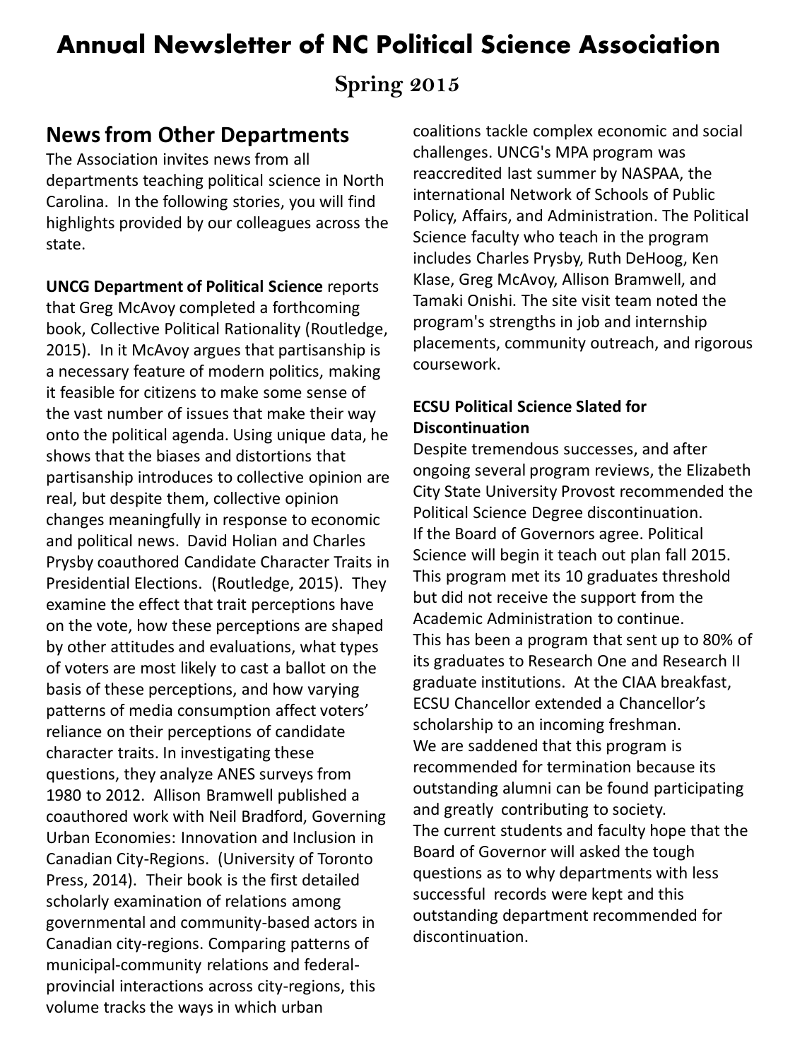# Annual Newsletter of NC Political Science Association

## Spring 2015

## News from Other Departments

The Association invites news from all departments teaching political science in North Carolina. In the following stories, you will find highlights provided by our colleagues across the state.

**UNCG Department of Political Science** reports that Greg McAvoy completed a forthcoming book, Collective Political Rationality (Routledge, 2015). In it McAvoy argues that partisanship is a necessary feature of modern politics, making it feasible for citizens to make some sense of the vast number of issues that make their way onto the political agenda. Using unique data, he shows that the biases and distortions that partisanship introduces to collective opinion are real, but despite them, collective opinion changes meaningfully in response to economic and political news. David Holian and Charles Prysby coauthored Candidate Character Traits in Presidential Elections. (Routledge, 2015). They examine the effect that trait perceptions have on the vote, how these perceptions are shaped by other attitudes and evaluations, what types of voters are most likely to cast a ballot on the basis of these perceptions, and how varying patterns of media consumption affect voters' reliance on their perceptions of candidate character traits. In investigating these questions, they analyze ANES surveys from 1980 to 2012. Allison Bramwell published a coauthored work with Neil Bradford, Governing Urban Economies: Innovation and Inclusion in Canadian City-Regions. (University of Toronto Press, 2014). Their book is the first detailed scholarly examination of relations among governmental and community-based actors in Canadian city-regions. Comparing patterns of municipal-community relations and federal-provincial interactions across city-regions, this volume tracks the ways in which urban coalitions tackle complex economic and social challenges. UNCG's MPA program was reaccredited last summer by NASPAA, the international Network of Schools of Public Policy, Affairs, and Administration. The Political Science faculty who teach in the program includes Charles Prysby, Ruth DeHoog, Ken Klase, Greg McAvoy, Allison Bramwell, and Tamaki Onishi. The site visit team noted the program's strengths in job and internship placements, community outreach, and rigorous coursework.

**ECSU Political Science Slated for Discontinuation**

Despite tremendous successes, and after ongoing several program reviews, the Elizabeth City State University Provost recommended the Political Science Degree discontinuation.
If the Board of Governors agree. Political Science will begin it teach out plan fall 2015. This program met its 10 graduates threshold but did not receive the support from the Academic Administration to continue.
This has been a program that sent up to 80% of its graduates to Research One and Research II graduate institutions. At the CIAA breakfast, ECSU Chancellor extended a Chancellor's scholarship to an incoming freshman.
We are saddened that this program is recommended for termination because its outstanding alumni can be found participating and greatly contributing to society.
The current students and faculty hope that the Board of Governor will asked the tough questions as to why departments with less successful records were kept and this outstanding department recommended for discontinuation.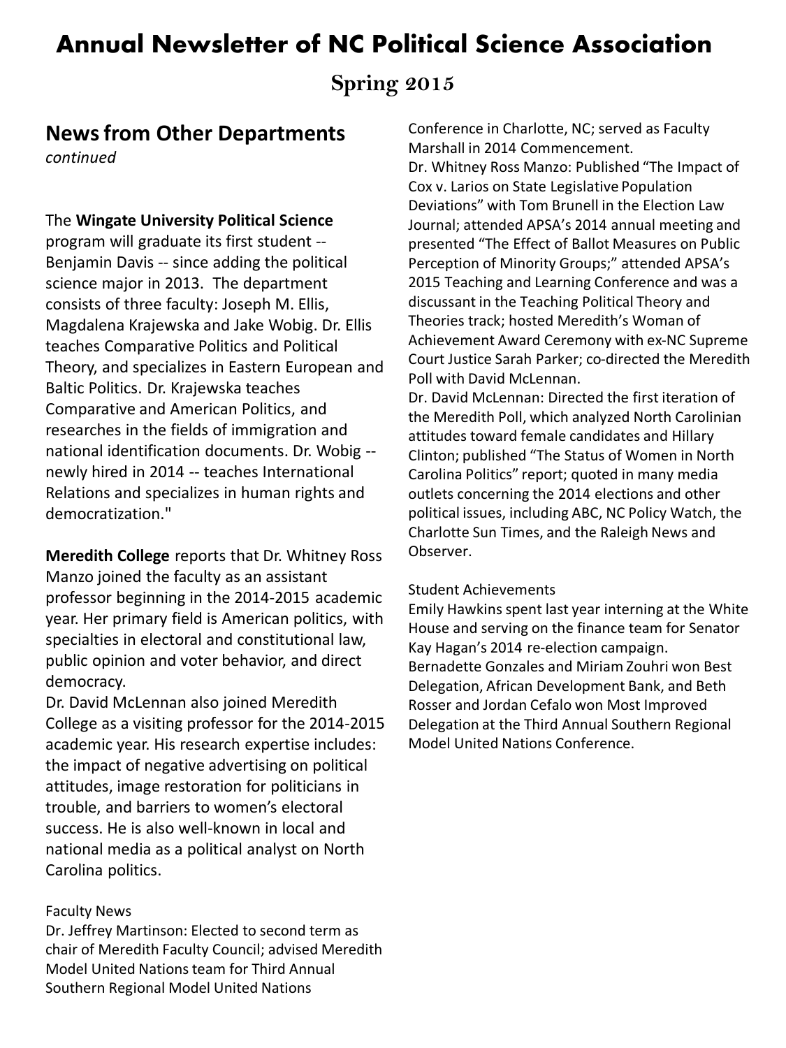# Annual Newsletter of NC Political Science Association

## Spring 2015

## News from Other Departments

*continued*

The **Wingate University Political Science** program will graduate its first student -- Benjamin Davis -- since adding the political science major in 2013. The department consists of three faculty: Joseph M. Ellis, Magdalena Krajewska and Jake Wobig. Dr. Ellis teaches Comparative Politics and Political Theory, and specializes in Eastern European and Baltic Politics. Dr. Krajewska teaches Comparative and American Politics, and researches in the fields of immigration and national identification documents. Dr. Wobig -- newly hired in 2014 -- teaches International Relations and specializes in human rights and democratization."

**Meredith College** reports that Dr. Whitney Ross Manzo joined the faculty as an assistant professor beginning in the 2014-2015 academic year. Her primary field is American politics, with specialties in electoral and constitutional law, public opinion and voter behavior, and direct democracy.

Dr. David McLennan also joined Meredith College as a visiting professor for the 2014-2015 academic year. His research expertise includes: the impact of negative advertising on political attitudes, image restoration for politicians in trouble, and barriers to women's electoral success. He is also well-known in local and national media as a political analyst on North Carolina politics.

Faculty News

Dr. Jeffrey Martinson: Elected to second term as chair of Meredith Faculty Council; advised Meredith Model United Nations team for Third Annual Southern Regional Model United Nations Conference in Charlotte, NC; served as Faculty Marshall in 2014 Commencement.

Dr. Whitney Ross Manzo: Published "The Impact of Cox v. Larios on State Legislative Population Deviations" with Tom Brunell in the Election Law Journal; attended APSA's 2014 annual meeting and presented "The Effect of Ballot Measures on Public Perception of Minority Groups;" attended APSA's 2015 Teaching and Learning Conference and was a discussant in the Teaching Political Theory and Theories track; hosted Meredith's Woman of Achievement Award Ceremony with ex-NC Supreme Court Justice Sarah Parker; co-directed the Meredith Poll with David McLennan.

Dr. David McLennan: Directed the first iteration of the Meredith Poll, which analyzed North Carolinian attitudes toward female candidates and Hillary Clinton; published "The Status of Women in North Carolina Politics" report; quoted in many media outlets concerning the 2014 elections and other political issues, including ABC, NC Policy Watch, the Charlotte Sun Times, and the Raleigh News and Observer.

Student Achievements

Emily Hawkins spent last year interning at the White House and serving on the finance team for Senator Kay Hagan's 2014 re-election campaign.

Bernadette Gonzales and Miriam Zouhri won Best Delegation, African Development Bank, and Beth Rosser and Jordan Cefalo won Most Improved Delegation at the Third Annual Southern Regional Model United Nations Conference.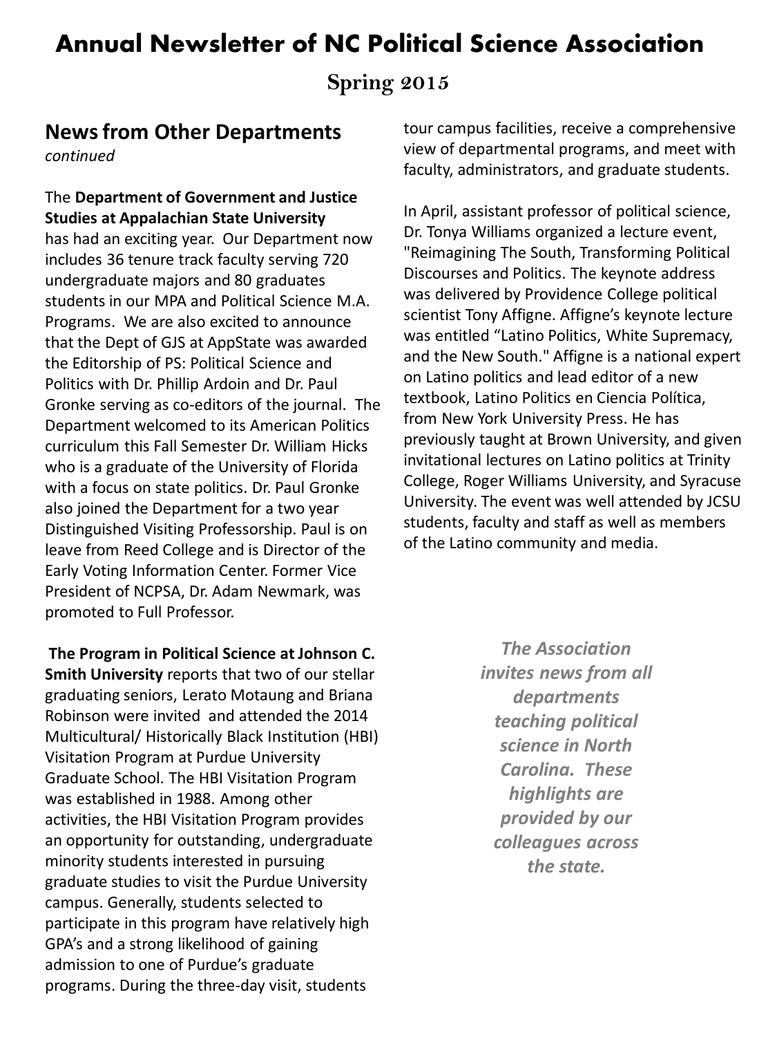# Annual Newsletter of NC Political Science Association

## Spring 2015

## News from Other Departments

*continued*

The **Department of Government and Justice Studies at Appalachian State University** has had an exciting year. Our Department now includes 36 tenure track faculty serving 720 undergraduate majors and 80 graduates students in our MPA and Political Science M.A. Programs. We are also excited to announce that the Dept of GJS at AppState was awarded the Editorship of PS: Political Science and Politics with Dr. Phillip Ardoin and Dr. Paul Gronke serving as co-editors of the journal. The Department welcomed to its American Politics curriculum this Fall Semester Dr. William Hicks who is a graduate of the University of Florida with a focus on state politics. Dr. Paul Gronke also joined the Department for a two year Distinguished Visiting Professorship. Paul is on leave from Reed College and is Director of the Early Voting Information Center. Former Vice President of NCPSA, Dr. Adam Newmark, was promoted to Full Professor.

**The Program in Political Science at Johnson C. Smith University** reports that two of our stellar graduating seniors, Lerato Motaung and Briana Robinson were invited and attended the 2014 Multicultural/ Historically Black Institution (HBI) Visitation Program at Purdue University Graduate School. The HBI Visitation Program was established in 1988. Among other activities, the HBI Visitation Program provides an opportunity for outstanding, undergraduate minority students interested in pursuing graduate studies to visit the Purdue University campus. Generally, students selected to participate in this program have relatively high GPA's and a strong likelihood of gaining admission to one of Purdue's graduate programs. During the three-day visit, students tour campus facilities, receive a comprehensive view of departmental programs, and meet with faculty, administrators, and graduate students.

In April, assistant professor of political science, Dr. Tonya Williams organized a lecture event, "Reimagining The South, Transforming Political Discourses and Politics. The keynote address was delivered by Providence College political scientist Tony Affigne. Affigne's keynote lecture was entitled "Latino Politics, White Supremacy, and the New South." Affigne is a national expert on Latino politics and lead editor of a new textbook, Latino Politics en Ciencia Política, from New York University Press. He has previously taught at Brown University, and given invitational lectures on Latino politics at Trinity College, Roger Williams University, and Syracuse University. The event was well attended by JCSU students, faculty and staff as well as members of the Latino community and media.

***The Association invites news from all departments teaching political science in North Carolina. These highlights are provided by our colleagues across the state.***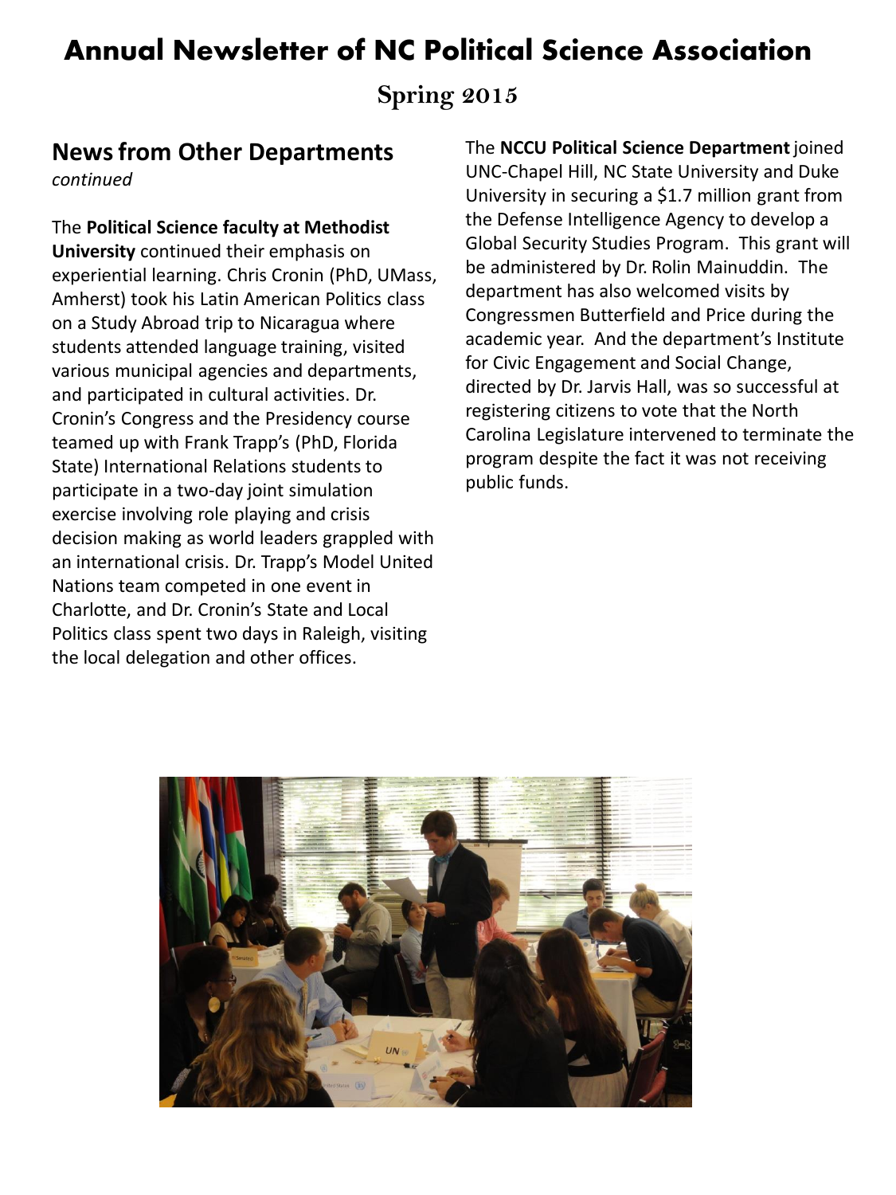# Annual Newsletter of NC Political Science Association

## Spring 2015

## News from Other Departments

*continued*

The **Political Science faculty at Methodist University** continued their emphasis on experiential learning. Chris Cronin (PhD, UMass, Amherst) took his Latin American Politics class on a Study Abroad trip to Nicaragua where students attended language training, visited various municipal agencies and departments, and participated in cultural activities. Dr. Cronin's Congress and the Presidency course teamed up with Frank Trapp's (PhD, Florida State) International Relations students to participate in a two-day joint simulation exercise involving role playing and crisis decision making as world leaders grappled with an international crisis. Dr. Trapp's Model United Nations team competed in one event in Charlotte, and Dr. Cronin's State and Local Politics class spent two days in Raleigh, visiting the local delegation and other offices.

The **NCCU Political Science Department** joined UNC-Chapel Hill, NC State University and Duke University in securing a $1.7 million grant from the Defense Intelligence Agency to develop a Global Security Studies Program. This grant will be administered by Dr. Rolin Mainuddin. The department has also welcomed visits by Congressmen Butterfield and Price during the academic year. And the department's Institute for Civic Engagement and Social Change, directed by Dr. Jarvis Hall, was so successful at registering citizens to vote that the North Carolina Legislature intervened to terminate the program despite the fact it was not receiving public funds.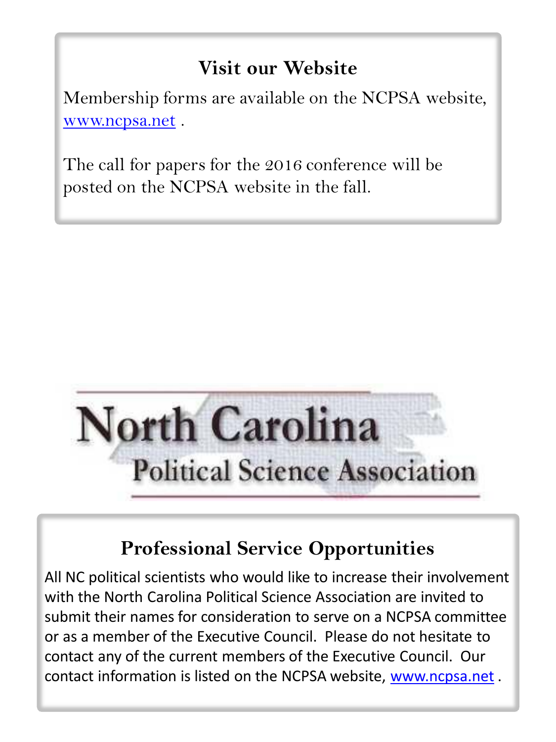## Visit our Website

Membership forms are available on the NCPSA website, www.ncpsa.net .

The call for papers for the 2016 conference will be posted on the NCPSA website in the fall.

North Carolina

Political Science Association

## Professional Service Opportunities

All NC political scientists who would like to increase their involvement with the North Carolina Political Science Association are invited to submit their names for consideration to serve on a NCPSA committee or as a member of the Executive Council. Please do not hesitate to contact any of the current members of the Executive Council. Our contact information is listed on the NCPSA website, www.ncpsa.net .